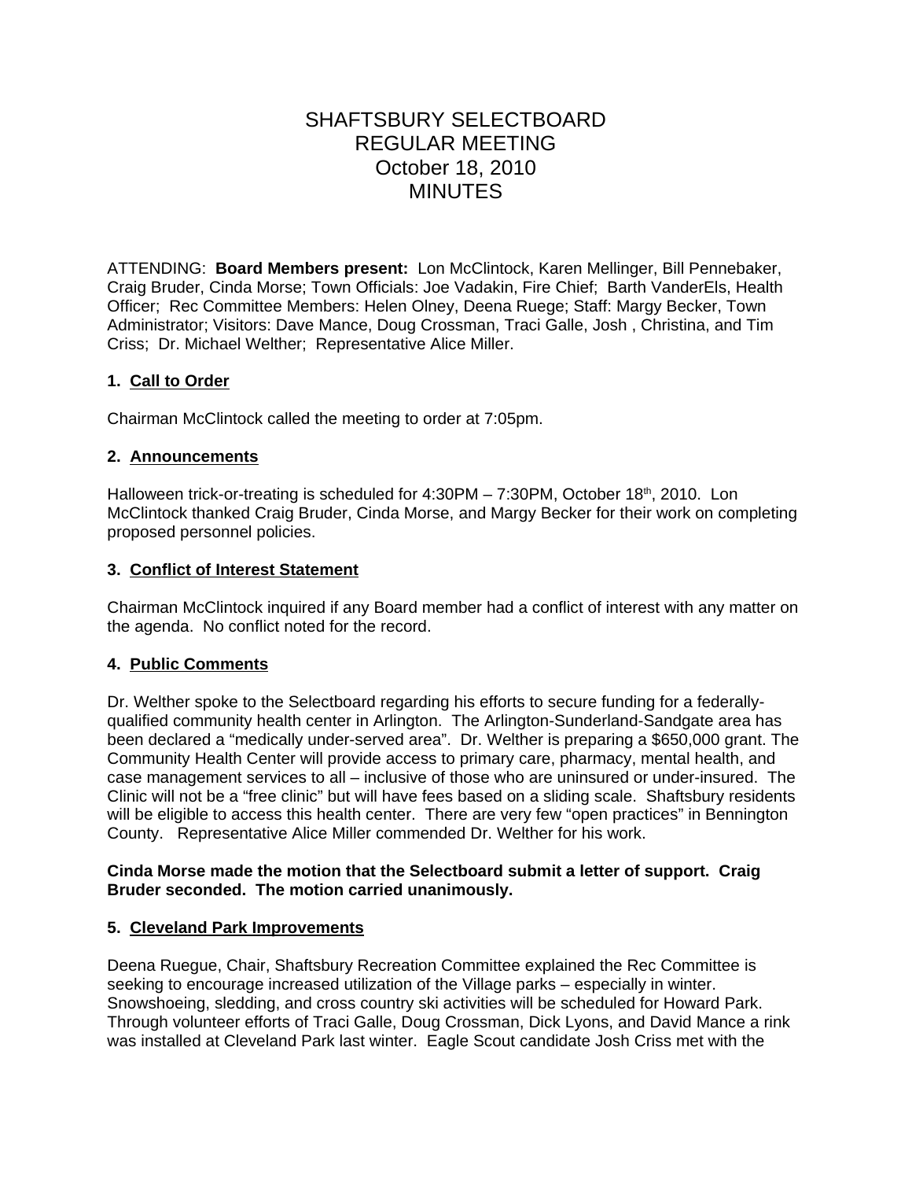# SHAFTSBURY SELECTBOARD
# REGULAR MEETING
# October 18, 2010
# MINUTES

ATTENDING: **Board Members present:** Lon McClintock, Karen Mellinger, Bill Pennebaker, Craig Bruder, Cinda Morse; Town Officials: Joe Vadakin, Fire Chief; Barth VanderEls, Health Officer; Rec Committee Members: Helen Olney, Deena Ruege; Staff: Margy Becker, Town Administrator; Visitors: Dave Mance, Doug Crossman, Traci Galle, Josh , Christina, and Tim Criss; Dr. Michael Welther; Representative Alice Miller.

### 1. Call to Order

Chairman McClintock called the meeting to order at 7:05pm.

### 2. Announcements

Halloween trick-or-treating is scheduled for 4:30PM – 7:30PM, October 18th, 2010. Lon McClintock thanked Craig Bruder, Cinda Morse, and Margy Becker for their work on completing proposed personnel policies.

### 3. Conflict of Interest Statement

Chairman McClintock inquired if any Board member had a conflict of interest with any matter on the agenda. No conflict noted for the record.

### 4. Public Comments

Dr. Welther spoke to the Selectboard regarding his efforts to secure funding for a federally-qualified community health center in Arlington. The Arlington-Sunderland-Sandgate area has been declared a "medically under-served area". Dr. Welther is preparing a $650,000 grant. The Community Health Center will provide access to primary care, pharmacy, mental health, and case management services to all – inclusive of those who are uninsured or under-insured. The Clinic will not be a "free clinic" but will have fees based on a sliding scale. Shaftsbury residents will be eligible to access this health center. There are very few "open practices" in Bennington County. Representative Alice Miller commended Dr. Welther for his work.

**Cinda Morse made the motion that the Selectboard submit a letter of support. Craig Bruder seconded. The motion carried unanimously.**

### 5. Cleveland Park Improvements

Deena Ruegue, Chair, Shaftsbury Recreation Committee explained the Rec Committee is seeking to encourage increased utilization of the Village parks – especially in winter. Snowshoeing, sledding, and cross country ski activities will be scheduled for Howard Park. Through volunteer efforts of Traci Galle, Doug Crossman, Dick Lyons, and David Mance a rink was installed at Cleveland Park last winter. Eagle Scout candidate Josh Criss met with the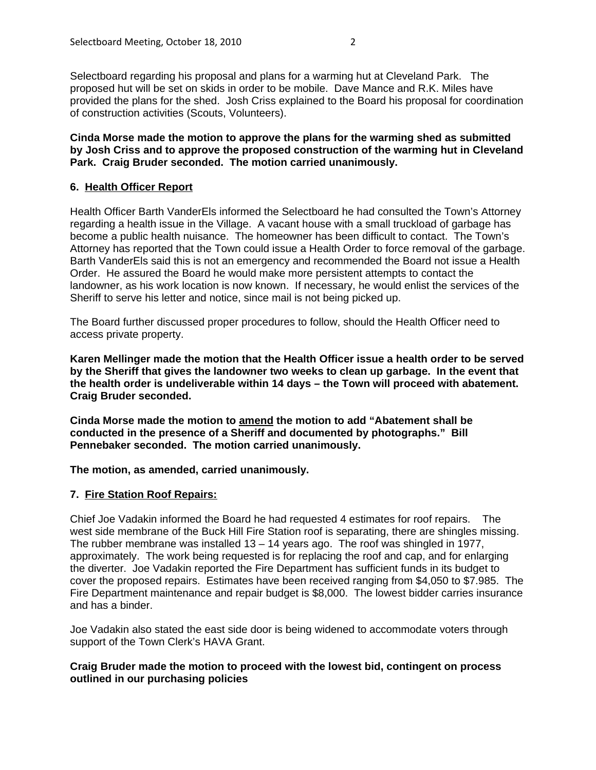Selectboard regarding his proposal and plans for a warming hut at Cleveland Park. The proposed hut will be set on skids in order to be mobile. Dave Mance and R.K. Miles have provided the plans for the shed. Josh Criss explained to the Board his proposal for coordination of construction activities (Scouts, Volunteers).

**Cinda Morse made the motion to approve the plans for the warming shed as submitted by Josh Criss and to approve the proposed construction of the warming hut in Cleveland Park. Craig Bruder seconded. The motion carried unanimously.**

**6. <u>Health Officer Report</u>**

Health Officer Barth VanderEls informed the Selectboard he had consulted the Town's Attorney regarding a health issue in the Village. A vacant house with a small truckload of garbage has become a public health nuisance. The homeowner has been difficult to contact. The Town's Attorney has reported that the Town could issue a Health Order to force removal of the garbage. Barth VanderEls said this is not an emergency and recommended the Board not issue a Health Order. He assured the Board he would make more persistent attempts to contact the landowner, as his work location is now known. If necessary, he would enlist the services of the Sheriff to serve his letter and notice, since mail is not being picked up.

The Board further discussed proper procedures to follow, should the Health Officer need to access private property.

**Karen Mellinger made the motion that the Health Officer issue a health order to be served by the Sheriff that gives the landowner two weeks to clean up garbage. In the event that the health order is undeliverable within 14 days – the Town will proceed with abatement. Craig Bruder seconded.**

**Cinda Morse made the motion to <u>amend</u> the motion to add "Abatement shall be conducted in the presence of a Sheriff and documented by photographs." Bill Pennebaker seconded. The motion carried unanimously.**

**The motion, as amended, carried unanimously.**

**7. <u>Fire Station Roof Repairs:</u>**

Chief Joe Vadakin informed the Board he had requested 4 estimates for roof repairs. The west side membrane of the Buck Hill Fire Station roof is separating, there are shingles missing. The rubber membrane was installed 13 – 14 years ago. The roof was shingled in 1977, approximately. The work being requested is for replacing the roof and cap, and for enlarging the diverter. Joe Vadakin reported the Fire Department has sufficient funds in its budget to cover the proposed repairs. Estimates have been received ranging from $4,050 to $7.985. The Fire Department maintenance and repair budget is $8,000. The lowest bidder carries insurance and has a binder.

Joe Vadakin also stated the east side door is being widened to accommodate voters through support of the Town Clerk's HAVA Grant.

**Craig Bruder made the motion to proceed with the lowest bid, contingent on process outlined in our purchasing policies**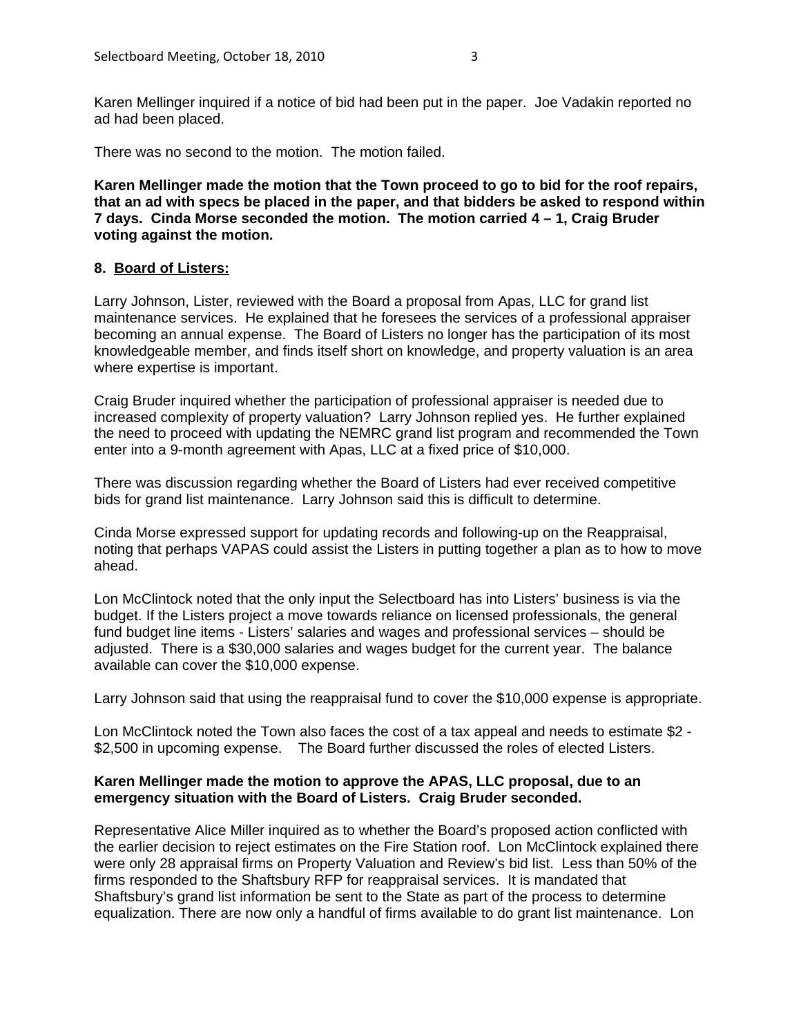Karen Mellinger inquired if a notice of bid had been put in the paper. Joe Vadakin reported no ad had been placed.

There was no second to the motion. The motion failed.

**Karen Mellinger made the motion that the Town proceed to go to bid for the roof repairs, that an ad with specs be placed in the paper, and that bidders be asked to respond within 7 days. Cinda Morse seconded the motion. The motion carried 4 – 1, Craig Bruder voting against the motion.**

**8. <u>Board of Listers:</u>**

Larry Johnson, Lister, reviewed with the Board a proposal from Apas, LLC for grand list maintenance services. He explained that he foresees the services of a professional appraiser becoming an annual expense. The Board of Listers no longer has the participation of its most knowledgeable member, and finds itself short on knowledge, and property valuation is an area where expertise is important.

Craig Bruder inquired whether the participation of professional appraiser is needed due to increased complexity of property valuation? Larry Johnson replied yes. He further explained the need to proceed with updating the NEMRC grand list program and recommended the Town enter into a 9-month agreement with Apas, LLC at a fixed price of $10,000.

There was discussion regarding whether the Board of Listers had ever received competitive bids for grand list maintenance. Larry Johnson said this is difficult to determine.

Cinda Morse expressed support for updating records and following-up on the Reappraisal, noting that perhaps VAPAS could assist the Listers in putting together a plan as to how to move ahead.

Lon McClintock noted that the only input the Selectboard has into Listers' business is via the budget. If the Listers project a move towards reliance on licensed professionals, the general fund budget line items - Listers' salaries and wages and professional services – should be adjusted. There is a $30,000 salaries and wages budget for the current year. The balance available can cover the $10,000 expense.

Larry Johnson said that using the reappraisal fund to cover the $10,000 expense is appropriate.

Lon McClintock noted the Town also faces the cost of a tax appeal and needs to estimate $2 - $2,500 in upcoming expense. The Board further discussed the roles of elected Listers.

**Karen Mellinger made the motion to approve the APAS, LLC proposal, due to an emergency situation with the Board of Listers. Craig Bruder seconded.**

Representative Alice Miller inquired as to whether the Board's proposed action conflicted with the earlier decision to reject estimates on the Fire Station roof. Lon McClintock explained there were only 28 appraisal firms on Property Valuation and Review's bid list. Less than 50% of the firms responded to the Shaftsbury RFP for reappraisal services. It is mandated that Shaftsbury's grand list information be sent to the State as part of the process to determine equalization. There are now only a handful of firms available to do grant list maintenance. Lon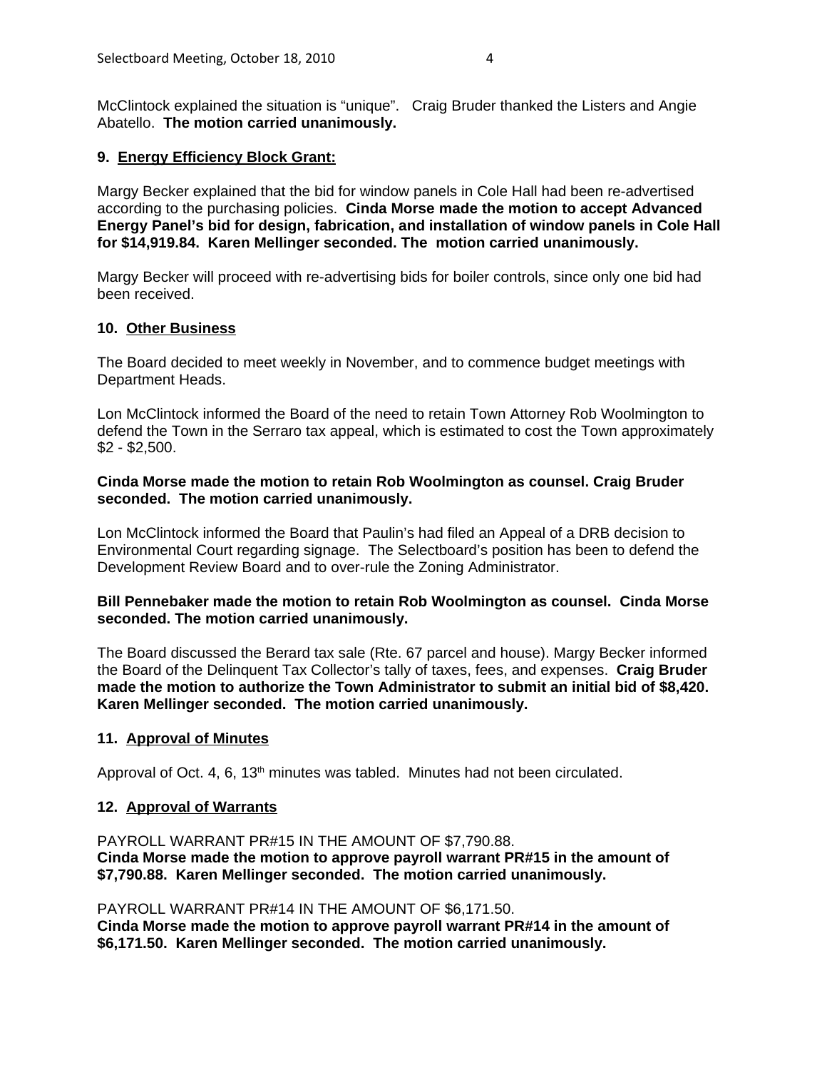McClintock explained the situation is "unique". Craig Bruder thanked the Listers and Angie Abatello. **The motion carried unanimously.**

**9. Energy Efficiency Block Grant:**

Margy Becker explained that the bid for window panels in Cole Hall had been re-advertised according to the purchasing policies. **Cinda Morse made the motion to accept Advanced Energy Panel's bid for design, fabrication, and installation of window panels in Cole Hall for $14,919.84. Karen Mellinger seconded. The motion carried unanimously.**

Margy Becker will proceed with re-advertising bids for boiler controls, since only one bid had been received.

**10. Other Business**

The Board decided to meet weekly in November, and to commence budget meetings with Department Heads.

Lon McClintock informed the Board of the need to retain Town Attorney Rob Woolmington to defend the Town in the Serraro tax appeal, which is estimated to cost the Town approximately $2 - $2,500.

**Cinda Morse made the motion to retain Rob Woolmington as counsel. Craig Bruder seconded. The motion carried unanimously.**

Lon McClintock informed the Board that Paulin's had filed an Appeal of a DRB decision to Environmental Court regarding signage. The Selectboard's position has been to defend the Development Review Board and to over-rule the Zoning Administrator.

**Bill Pennebaker made the motion to retain Rob Woolmington as counsel. Cinda Morse seconded. The motion carried unanimously.**

The Board discussed the Berard tax sale (Rte. 67 parcel and house). Margy Becker informed the Board of the Delinquent Tax Collector's tally of taxes, fees, and expenses. **Craig Bruder made the motion to authorize the Town Administrator to submit an initial bid of $8,420. Karen Mellinger seconded. The motion carried unanimously.**

**11. Approval of Minutes**

Approval of Oct. 4, 6, 13th minutes was tabled. Minutes had not been circulated.

**12. Approval of Warrants**

PAYROLL WARRANT PR#15 IN THE AMOUNT OF $7,790.88.
**Cinda Morse made the motion to approve payroll warrant PR#15 in the amount of $7,790.88. Karen Mellinger seconded. The motion carried unanimously.**

PAYROLL WARRANT PR#14 IN THE AMOUNT OF $6,171.50.
**Cinda Morse made the motion to approve payroll warrant PR#14 in the amount of $6,171.50. Karen Mellinger seconded. The motion carried unanimously.**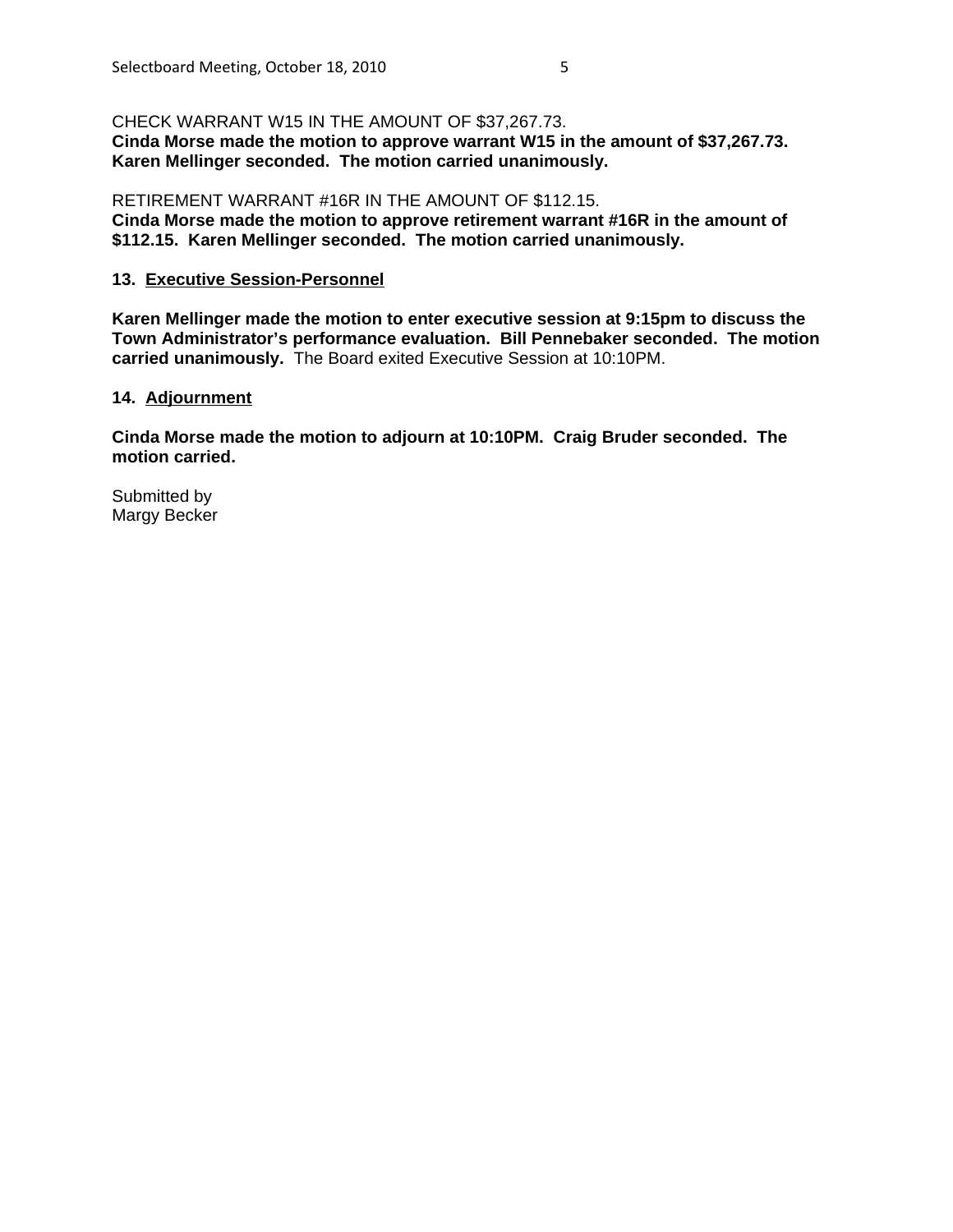CHECK WARRANT W15 IN THE AMOUNT OF $37,267.73.
**Cinda Morse made the motion to approve warrant W15 in the amount of $37,267.73. Karen Mellinger seconded. The motion carried unanimously.**

RETIREMENT WARRANT #16R IN THE AMOUNT OF $112.15.
**Cinda Morse made the motion to approve retirement warrant #16R in the amount of $112.15. Karen Mellinger seconded. The motion carried unanimously.**

**13. <u>Executive Session-Personnel</u>**

**Karen Mellinger made the motion to enter executive session at 9:15pm to discuss the Town Administrator's performance evaluation. Bill Pennebaker seconded. The motion carried unanimously.** The Board exited Executive Session at 10:10PM.

**14. <u>Adjournment</u>**

**Cinda Morse made the motion to adjourn at 10:10PM. Craig Bruder seconded. The motion carried.**

Submitted by
Margy Becker